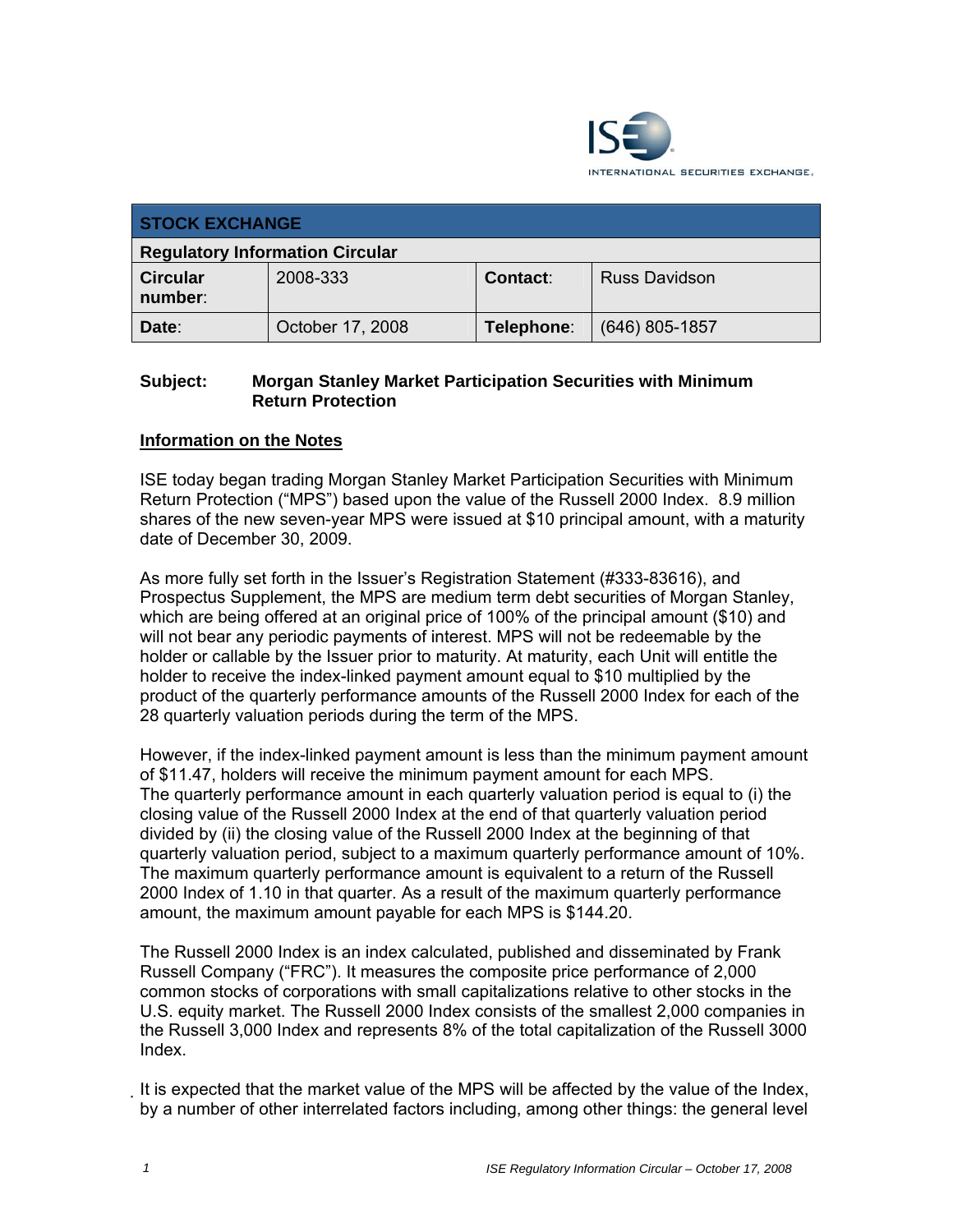ISE INTERNATIONAL SECURITIES EXCHANGE.

| STOCK EXCHANGE | | | |
|---|---|---|---|
| **Regulatory Information Circular** | | | |
| **Circular number:** | 2008-333 | **Contact:** | Russ Davidson |
| **Date:** | October 17, 2008 | **Telephone:** | (646) 805-1857 |

**Subject: Morgan Stanley Market Participation Securities with Minimum Return Protection**

**Information on the Notes**

ISE today began trading Morgan Stanley Market Participation Securities with Minimum Return Protection ("MPS") based upon the value of the Russell 2000 Index. 8.9 million shares of the new seven-year MPS were issued at $10 principal amount, with a maturity date of December 30, 2009.

As more fully set forth in the Issuer's Registration Statement (#333-83616), and Prospectus Supplement, the MPS are medium term debt securities of Morgan Stanley, which are being offered at an original price of 100% of the principal amount ($10) and will not bear any periodic payments of interest. MPS will not be redeemable by the holder or callable by the Issuer prior to maturity. At maturity, each Unit will entitle the holder to receive the index-linked payment amount equal to $10 multiplied by the product of the quarterly performance amounts of the Russell 2000 Index for each of the 28 quarterly valuation periods during the term of the MPS.

However, if the index-linked payment amount is less than the minimum payment amount of $11.47, holders will receive the minimum payment amount for each MPS. The quarterly performance amount in each quarterly valuation period is equal to (i) the closing value of the Russell 2000 Index at the end of that quarterly valuation period divided by (ii) the closing value of the Russell 2000 Index at the beginning of that quarterly valuation period, subject to a maximum quarterly performance amount of 10%. The maximum quarterly performance amount is equivalent to a return of the Russell 2000 Index of 1.10 in that quarter. As a result of the maximum quarterly performance amount, the maximum amount payable for each MPS is $144.20.

The Russell 2000 Index is an index calculated, published and disseminated by Frank Russell Company ("FRC"). It measures the composite price performance of 2,000 common stocks of corporations with small capitalizations relative to other stocks in the U.S. equity market. The Russell 2000 Index consists of the smallest 2,000 companies in the Russell 3,000 Index and represents 8% of the total capitalization of the Russell 3000 Index.

It is expected that the market value of the MPS will be affected by the value of the Index, by a number of other interrelated factors including, among other things: the general level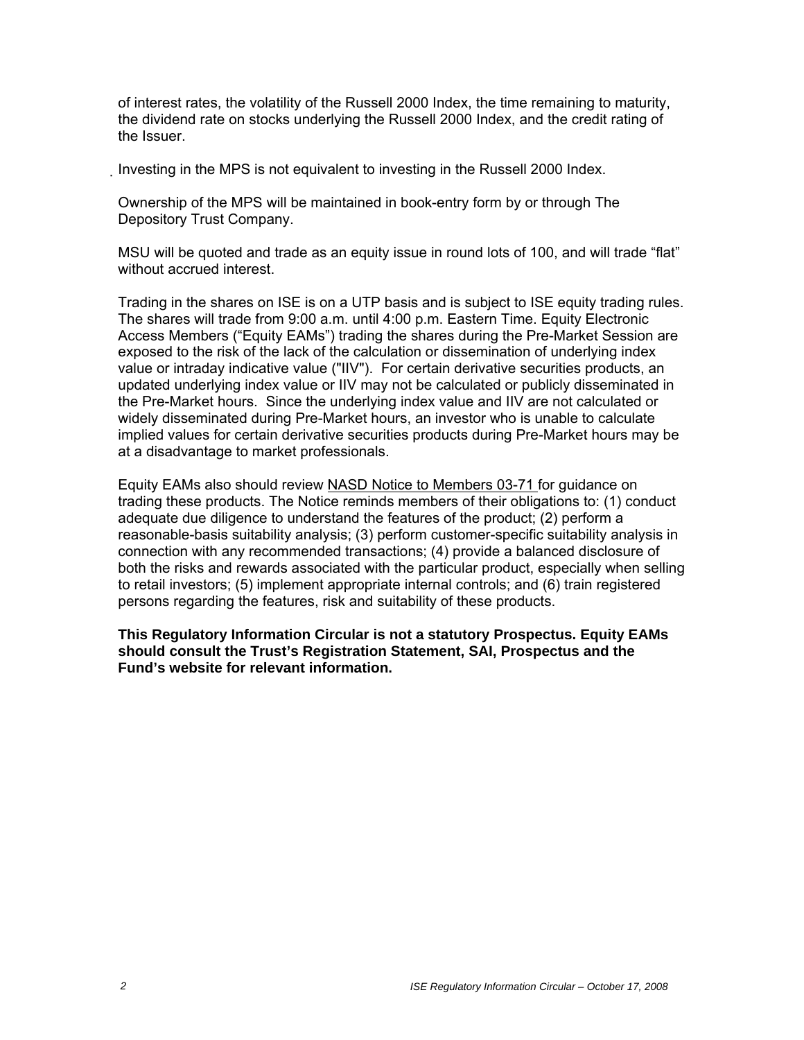of interest rates, the volatility of the Russell 2000 Index, the time remaining to maturity, the dividend rate on stocks underlying the Russell 2000 Index, and the credit rating of the Issuer.

Investing in the MPS is not equivalent to investing in the Russell 2000 Index.

Ownership of the MPS will be maintained in book-entry form by or through The Depository Trust Company.

MSU will be quoted and trade as an equity issue in round lots of 100, and will trade "flat" without accrued interest.

Trading in the shares on ISE is on a UTP basis and is subject to ISE equity trading rules. The shares will trade from 9:00 a.m. until 4:00 p.m. Eastern Time. Equity Electronic Access Members ("Equity EAMs") trading the shares during the Pre-Market Session are exposed to the risk of the lack of the calculation or dissemination of underlying index value or intraday indicative value ("IIV"). For certain derivative securities products, an updated underlying index value or IIV may not be calculated or publicly disseminated in the Pre-Market hours. Since the underlying index value and IIV are not calculated or widely disseminated during Pre-Market hours, an investor who is unable to calculate implied values for certain derivative securities products during Pre-Market hours may be at a disadvantage to market professionals.

Equity EAMs also should review NASD Notice to Members 03-71 for guidance on trading these products. The Notice reminds members of their obligations to: (1) conduct adequate due diligence to understand the features of the product; (2) perform a reasonable-basis suitability analysis; (3) perform customer-specific suitability analysis in connection with any recommended transactions; (4) provide a balanced disclosure of both the risks and rewards associated with the particular product, especially when selling to retail investors; (5) implement appropriate internal controls; and (6) train registered persons regarding the features, risk and suitability of these products.

**This Regulatory Information Circular is not a statutory Prospectus. Equity EAMs should consult the Trust's Registration Statement, SAI, Prospectus and the Fund's website for relevant information.**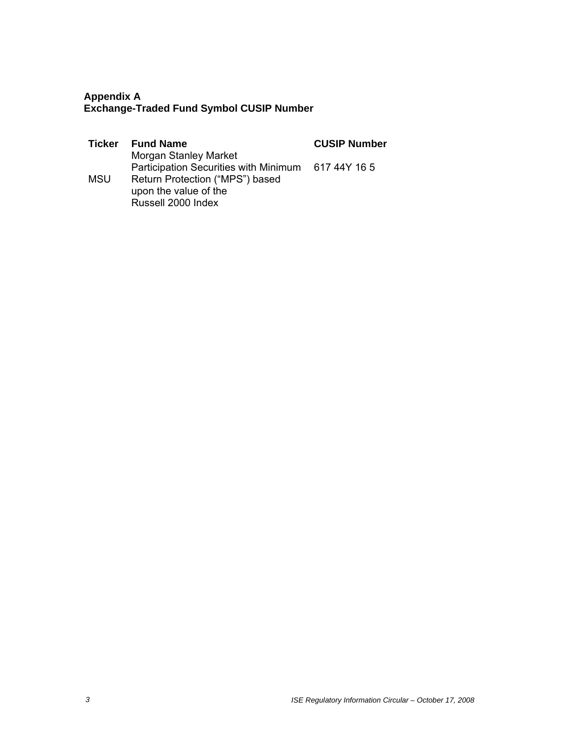**Appendix A**
**Exchange-Traded Fund Symbol CUSIP Number**

| Ticker | Fund Name | CUSIP Number |
| --- | --- | --- |
| MSU | Morgan Stanley Market Participation Securities with Minimum Return Protection (“MPS”) based upon the value of the Russell 2000 Index | 617 44Y 16 5 |